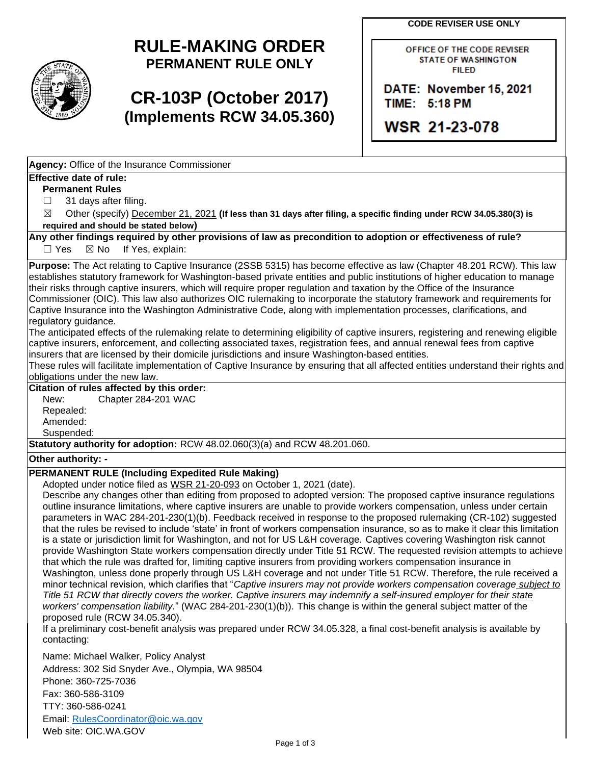# RULE-MAKING ORDER

## PERMANENT RULE ONLY

## CR-103P (October 2017)

## (Implements RCW 34.05.360)

**CODE REVISER USE ONLY**

OFFICE OF THE CODE REVISER
STATE OF WASHINGTON
FILED

DATE: November 15, 2021
TIME: 5:18 PM

WSR 21-23-078

**Agency:** Office of the Insurance Commissioner

**Effective date of rule:**

**Permanent Rules**

☐ 31 days after filing.

☒ Other (specify) December 21, 2021 **(If less than 31 days after filing, a specific finding under RCW 34.05.380(3) is required and should be stated below)**

**Any other findings required by other provisions of law as precondition to adoption or effectiveness of rule?**

☐ Yes ☒ No If Yes, explain:

**Purpose:** The Act relating to Captive Insurance (2SSB 5315) has become effective as law (Chapter 48.201 RCW). This law establishes statutory framework for Washington-based private entities and public institutions of higher education to manage their risks through captive insurers, which will require proper regulation and taxation by the Office of the Insurance Commissioner (OIC). This law also authorizes OIC rulemaking to incorporate the statutory framework and requirements for Captive Insurance into the Washington Administrative Code, along with implementation processes, clarifications, and regulatory guidance.

The anticipated effects of the rulemaking relate to determining eligibility of captive insurers, registering and renewing eligible captive insurers, enforcement, and collecting associated taxes, registration fees, and annual renewal fees from captive insurers that are licensed by their domicile jurisdictions and insure Washington-based entities.

These rules will facilitate implementation of Captive Insurance by ensuring that all affected entities understand their rights and obligations under the new law.

**Citation of rules affected by this order:**

New: Chapter 284-201 WAC
Repealed:
Amended:
Suspended:

**Statutory authority for adoption:** RCW 48.02.060(3)(a) and RCW 48.201.060.

**Other authority:** -

**PERMANENT RULE (Including Expedited Rule Making)**

Adopted under notice filed as WSR 21-20-093 on October 1, 2021 (date).

Describe any changes other than editing from proposed to adopted version: The proposed captive insurance regulations outline insurance limitations, where captive insurers are unable to provide workers compensation, unless under certain parameters in WAC 284-201-230(1)(b). Feedback received in response to the proposed rulemaking (CR-102) suggested that the rules be revised to include 'state' in front of workers compensation insurance, so as to make it clear this limitation is a state or jurisdiction limit for Washington, and not for US L&H coverage. Captives covering Washington risk cannot provide Washington State workers compensation directly under Title 51 RCW. The requested revision attempts to achieve that which the rule was drafted for, limiting captive insurers from providing workers compensation insurance in Washington, unless done properly through US L&H coverage and not under Title 51 RCW. Therefore, the rule received a minor technical revision, which clarifies that "*Captive insurers may not provide workers compensation coverage subject to Title 51 RCW that directly covers the worker. Captive insurers may indemnify a self-insured employer for their state workers' compensation liability.*" (WAC 284-201-230(1)(b)). This change is within the general subject matter of the proposed rule (RCW 34.05.340).

If a preliminary cost-benefit analysis was prepared under RCW 34.05.328, a final cost-benefit analysis is available by contacting:

Name: Michael Walker, Policy Analyst
Address: 302 Sid Snyder Ave., Olympia, WA 98504
Phone: 360-725-7036
Fax: 360-586-3109
TTY: 360-586-0241
Email: RulesCoordinator@oic.wa.gov
Web site: OIC.WA.GOV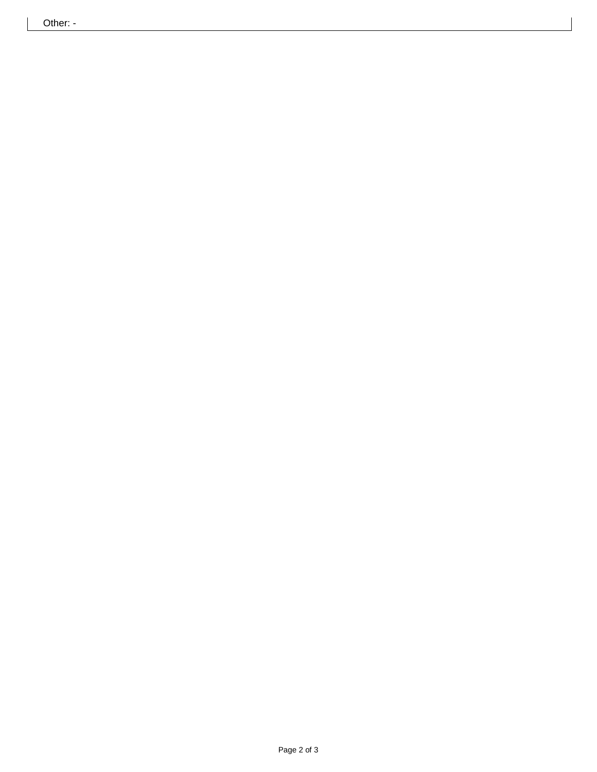Other: -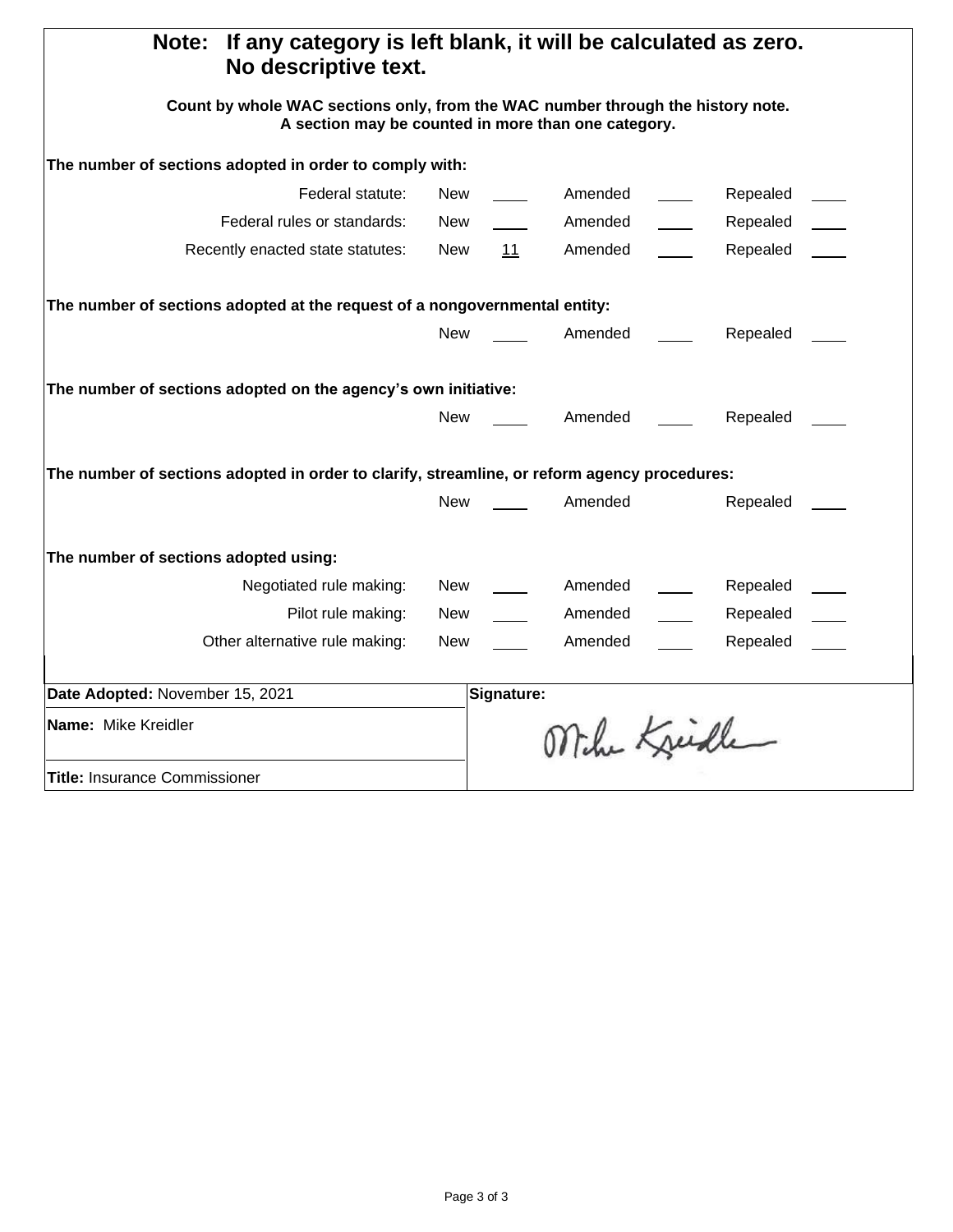**Note: If any category is left blank, it will be calculated as zero. No descriptive text.**

**Count by whole WAC sections only, from the WAC number through the history note. A section may be counted in more than one category.**

**The number of sections adopted in order to comply with:**

| | | | | | | |
|---|---|---|---|---|---|---|
| Federal statute: | New | ____ | Amended | ____ | Repealed | ____ |
| Federal rules or standards: | New | ____ | Amended | ____ | Repealed | ____ |
| Recently enacted state statutes: | New | 11 | Amended | ____ | Repealed | ____ |

**The number of sections adopted at the request of a nongovernmental entity:**

| | | | | | |
|---|---|---|---|---|---|
| New | ____ | Amended | ____ | Repealed | ____ |

**The number of sections adopted on the agency's own initiative:**

| | | | | | |
|---|---|---|---|---|---|
| New | ____ | Amended | ____ | Repealed | ____ |

**The number of sections adopted in order to clarify, streamline, or reform agency procedures:**

| | | | | | |
|---|---|---|---|---|---|
| New | ____ | Amended | | Repealed | ____ |

**The number of sections adopted using:**

| | | | | | | |
|---|---|---|---|---|---|---|
| Negotiated rule making: | New | ____ | Amended | ____ | Repealed | ____ |
| Pilot rule making: | New | ____ | Amended | ____ | Repealed | ____ |
| Other alternative rule making: | New | ____ | Amended | ____ | Repealed | ____ |

| | |
|---|---|
| **Date Adopted:** November 15, 2021 | **Signature:** |
| **Name:** Mike Kreidler | Mike Kreidler |
| **Title:** Insurance Commissioner | |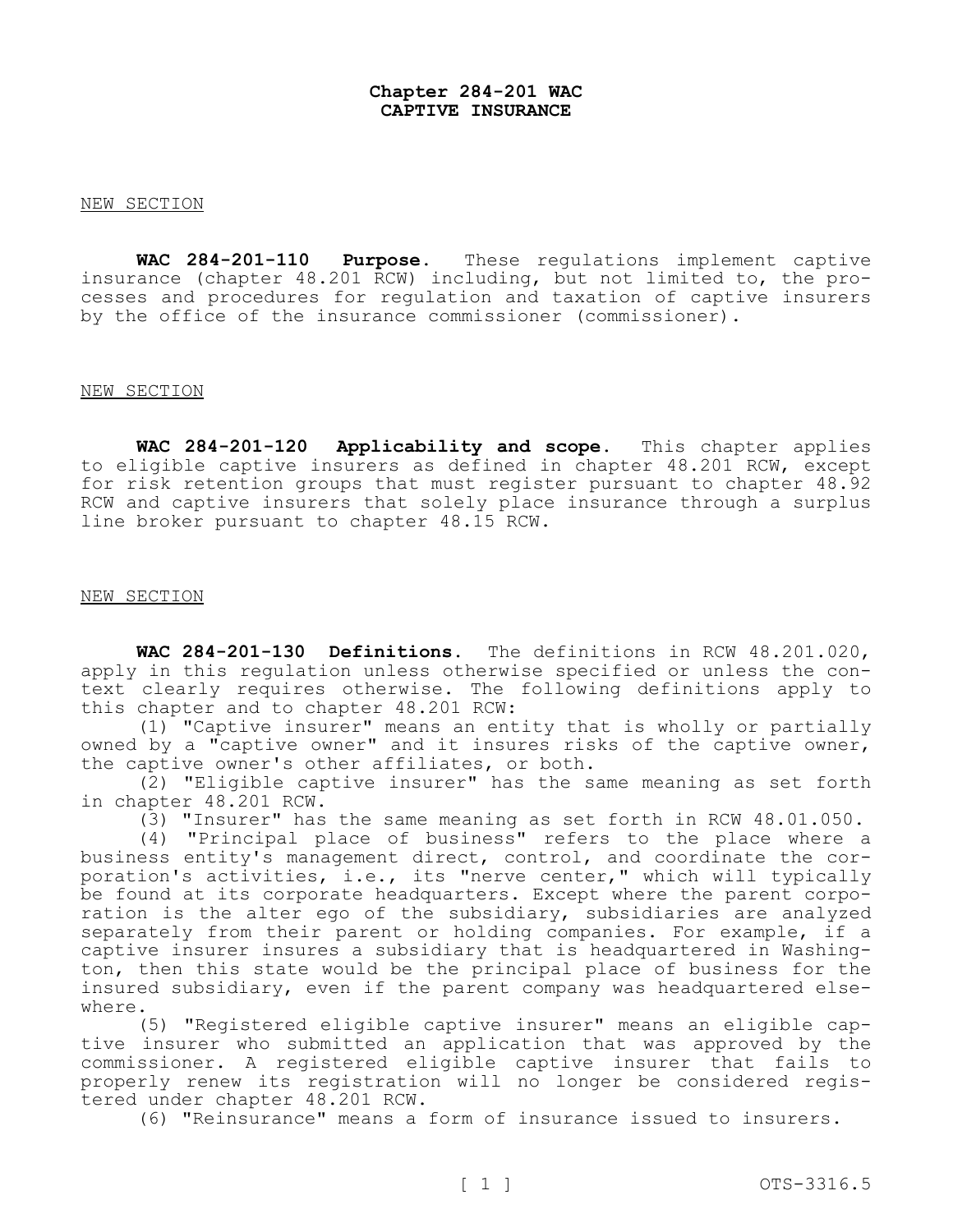# Chapter 284-201 WAC
# CAPTIVE INSURANCE

NEW SECTION

**WAC 284-201-110 Purpose.** These regulations implement captive insurance (chapter 48.201 RCW) including, but not limited to, the processes and procedures for regulation and taxation of captive insurers by the office of the insurance commissioner (commissioner).

NEW SECTION

**WAC 284-201-120 Applicability and scope.** This chapter applies to eligible captive insurers as defined in chapter 48.201 RCW, except for risk retention groups that must register pursuant to chapter 48.92 RCW and captive insurers that solely place insurance through a surplus line broker pursuant to chapter 48.15 RCW.

NEW SECTION

**WAC 284-201-130 Definitions.** The definitions in RCW 48.201.020, apply in this regulation unless otherwise specified or unless the context clearly requires otherwise. The following definitions apply to this chapter and to chapter 48.201 RCW:

(1) "Captive insurer" means an entity that is wholly or partially owned by a "captive owner" and it insures risks of the captive owner, the captive owner's other affiliates, or both.

(2) "Eligible captive insurer" has the same meaning as set forth in chapter 48.201 RCW.

(3) "Insurer" has the same meaning as set forth in RCW 48.01.050.

(4) "Principal place of business" refers to the place where a business entity's management direct, control, and coordinate the corporation's activities, i.e., its "nerve center," which will typically be found at its corporate headquarters. Except where the parent corporation is the alter ego of the subsidiary, subsidiaries are analyzed separately from their parent or holding companies. For example, if a captive insurer insures a subsidiary that is headquartered in Washington, then this state would be the principal place of business for the insured subsidiary, even if the parent company was headquartered elsewhere.

(5) "Registered eligible captive insurer" means an eligible captive insurer who submitted an application that was approved by the commissioner. A registered eligible captive insurer that fails to properly renew its registration will no longer be considered registered under chapter 48.201 RCW.

(6) "Reinsurance" means a form of insurance issued to insurers.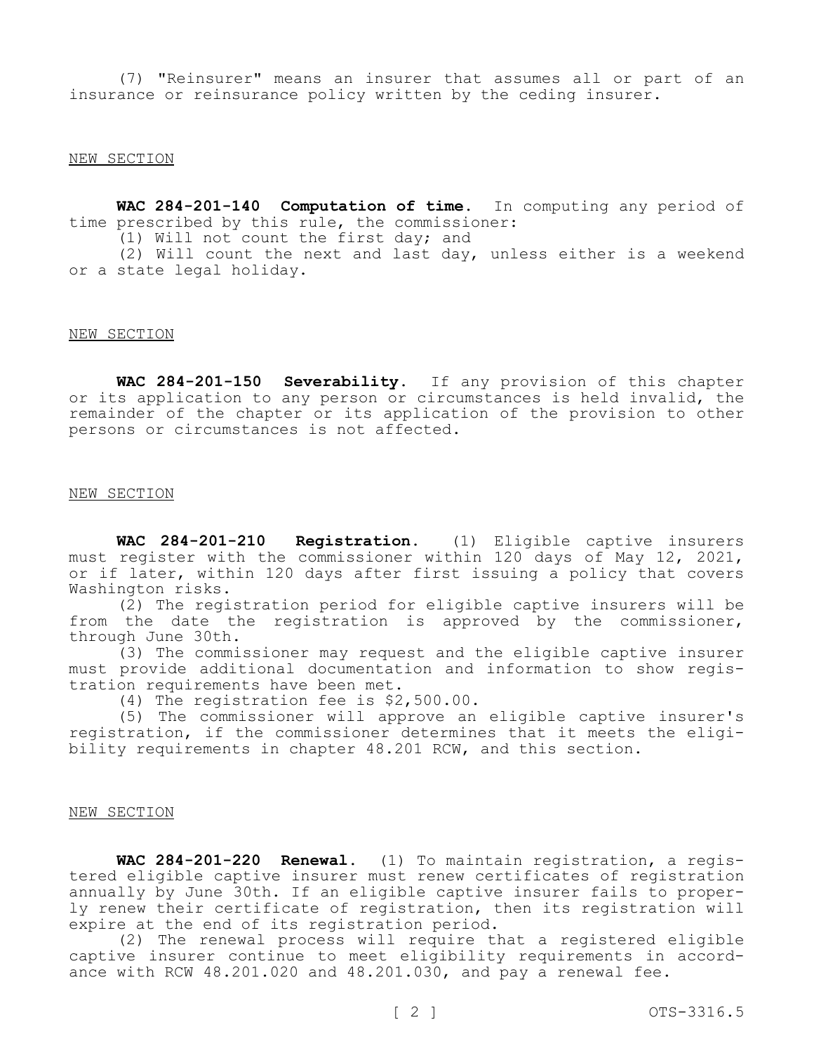(7) "Reinsurer" means an insurer that assumes all or part of an insurance or reinsurance policy written by the ceding insurer.

NEW SECTION

**WAC 284-201-140 Computation of time.** In computing any period of time prescribed by this rule, the commissioner:

(1) Will not count the first day; and

(2) Will count the next and last day, unless either is a weekend or a state legal holiday.

NEW SECTION

**WAC 284-201-150 Severability.** If any provision of this chapter or its application to any person or circumstances is held invalid, the remainder of the chapter or its application of the provision to other persons or circumstances is not affected.

NEW SECTION

**WAC 284-201-210 Registration.** (1) Eligible captive insurers must register with the commissioner within 120 days of May 12, 2021, or if later, within 120 days after first issuing a policy that covers Washington risks.

(2) The registration period for eligible captive insurers will be from the date the registration is approved by the commissioner, through June 30th.

(3) The commissioner may request and the eligible captive insurer must provide additional documentation and information to show registration requirements have been met.

(4) The registration fee is $2,500.00.

(5) The commissioner will approve an eligible captive insurer's registration, if the commissioner determines that it meets the eligibility requirements in chapter 48.201 RCW, and this section.

NEW SECTION

**WAC 284-201-220 Renewal.** (1) To maintain registration, a registered eligible captive insurer must renew certificates of registration annually by June 30th. If an eligible captive insurer fails to properly renew their certificate of registration, then its registration will expire at the end of its registration period.

(2) The renewal process will require that a registered eligible captive insurer continue to meet eligibility requirements in accordance with RCW 48.201.020 and 48.201.030, and pay a renewal fee.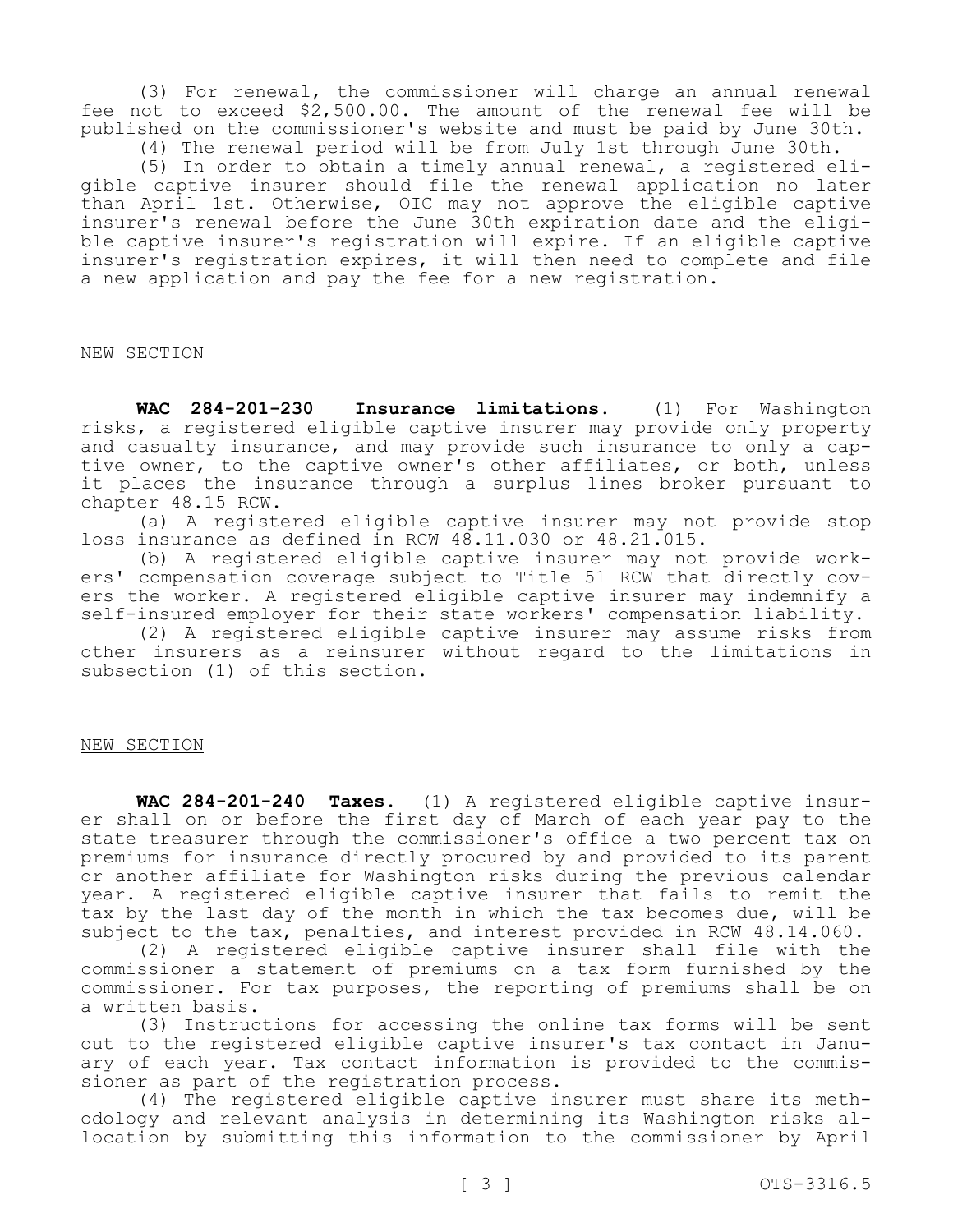(3) For renewal, the commissioner will charge an annual renewal fee not to exceed $2,500.00. The amount of the renewal fee will be published on the commissioner's website and must be paid by June 30th.

(4) The renewal period will be from July 1st through June 30th.

(5) In order to obtain a timely annual renewal, a registered eligible captive insurer should file the renewal application no later than April 1st. Otherwise, OIC may not approve the eligible captive insurer's renewal before the June 30th expiration date and the eligible captive insurer's registration will expire. If an eligible captive insurer's registration expires, it will then need to complete and file a new application and pay the fee for a new registration.

NEW SECTION

**WAC 284-201-230 Insurance limitations.** (1) For Washington risks, a registered eligible captive insurer may provide only property and casualty insurance, and may provide such insurance to only a captive owner, to the captive owner's other affiliates, or both, unless it places the insurance through a surplus lines broker pursuant to chapter 48.15 RCW.

(a) A registered eligible captive insurer may not provide stop loss insurance as defined in RCW 48.11.030 or 48.21.015.

(b) A registered eligible captive insurer may not provide workers' compensation coverage subject to Title 51 RCW that directly covers the worker. A registered eligible captive insurer may indemnify a self-insured employer for their state workers' compensation liability.

(2) A registered eligible captive insurer may assume risks from other insurers as a reinsurer without regard to the limitations in subsection (1) of this section.

NEW SECTION

**WAC 284-201-240 Taxes.** (1) A registered eligible captive insurer shall on or before the first day of March of each year pay to the state treasurer through the commissioner's office a two percent tax on premiums for insurance directly procured by and provided to its parent or another affiliate for Washington risks during the previous calendar year. A registered eligible captive insurer that fails to remit the tax by the last day of the month in which the tax becomes due, will be subject to the tax, penalties, and interest provided in RCW 48.14.060.

(2) A registered eligible captive insurer shall file with the commissioner a statement of premiums on a tax form furnished by the commissioner. For tax purposes, the reporting of premiums shall be on a written basis.

(3) Instructions for accessing the online tax forms will be sent out to the registered eligible captive insurer's tax contact in January of each year. Tax contact information is provided to the commissioner as part of the registration process.

(4) The registered eligible captive insurer must share its methodology and relevant analysis in determining its Washington risks allocation by submitting this information to the commissioner by April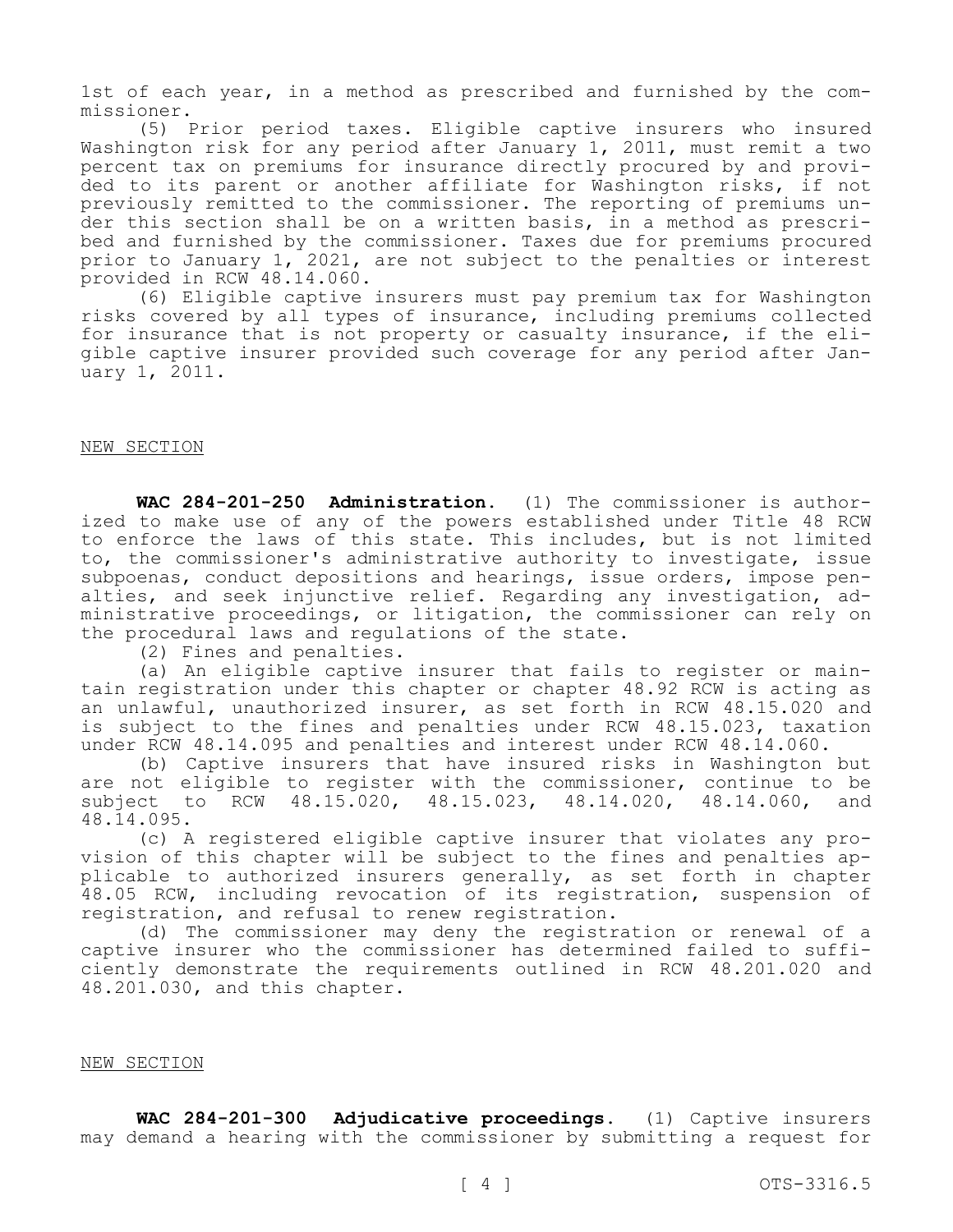1st of each year, in a method as prescribed and furnished by the commissioner.

(5) Prior period taxes. Eligible captive insurers who insured Washington risk for any period after January 1, 2011, must remit a two percent tax on premiums for insurance directly procured by and provided to its parent or another affiliate for Washington risks, if not previously remitted to the commissioner. The reporting of premiums under this section shall be on a written basis, in a method as prescribed and furnished by the commissioner. Taxes due for premiums procured prior to January 1, 2021, are not subject to the penalties or interest provided in RCW 48.14.060.

(6) Eligible captive insurers must pay premium tax for Washington risks covered by all types of insurance, including premiums collected for insurance that is not property or casualty insurance, if the eligible captive insurer provided such coverage for any period after January 1, 2011.

NEW SECTION

**WAC 284-201-250 Administration.** (1) The commissioner is authorized to make use of any of the powers established under Title 48 RCW to enforce the laws of this state. This includes, but is not limited to, the commissioner's administrative authority to investigate, issue subpoenas, conduct depositions and hearings, issue orders, impose penalties, and seek injunctive relief. Regarding any investigation, administrative proceedings, or litigation, the commissioner can rely on the procedural laws and regulations of the state.

(2) Fines and penalties.

(a) An eligible captive insurer that fails to register or maintain registration under this chapter or chapter 48.92 RCW is acting as an unlawful, unauthorized insurer, as set forth in RCW 48.15.020 and is subject to the fines and penalties under RCW 48.15.023, taxation under RCW 48.14.095 and penalties and interest under RCW 48.14.060.

(b) Captive insurers that have insured risks in Washington but are not eligible to register with the commissioner, continue to be subject to RCW 48.15.020, 48.15.023, 48.14.020, 48.14.060, and 48.14.095.

(c) A registered eligible captive insurer that violates any provision of this chapter will be subject to the fines and penalties applicable to authorized insurers generally, as set forth in chapter 48.05 RCW, including revocation of its registration, suspension of registration, and refusal to renew registration.

(d) The commissioner may deny the registration or renewal of a captive insurer who the commissioner has determined failed to sufficiently demonstrate the requirements outlined in RCW 48.201.020 and 48.201.030, and this chapter.

NEW SECTION

**WAC 284-201-300 Adjudicative proceedings.** (1) Captive insurers may demand a hearing with the commissioner by submitting a request for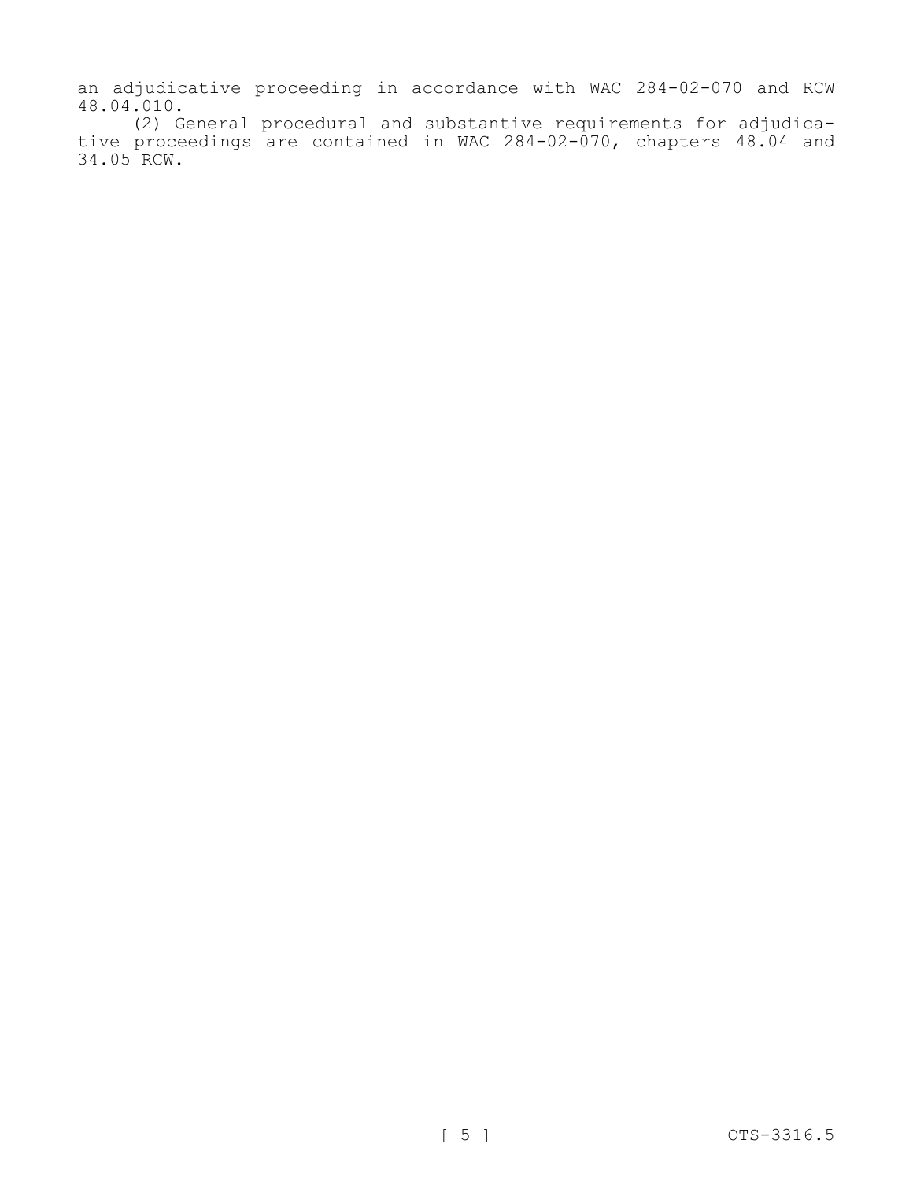an adjudicative proceeding in accordance with WAC 284-02-070 and RCW 48.04.010.

(2) General procedural and substantive requirements for adjudicative proceedings are contained in WAC 284-02-070, chapters 48.04 and 34.05 RCW.